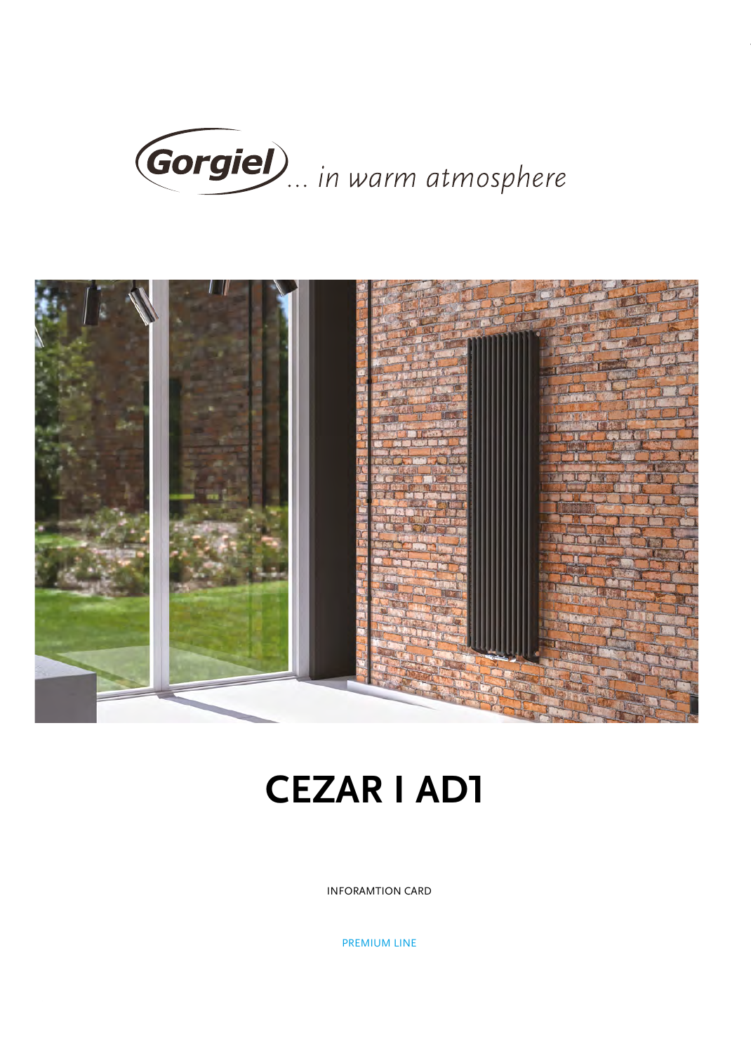Gorgiel ... in warm atmosphere

# CEZAR I AD1

INFORAMTION CARD

PREMIUM LINE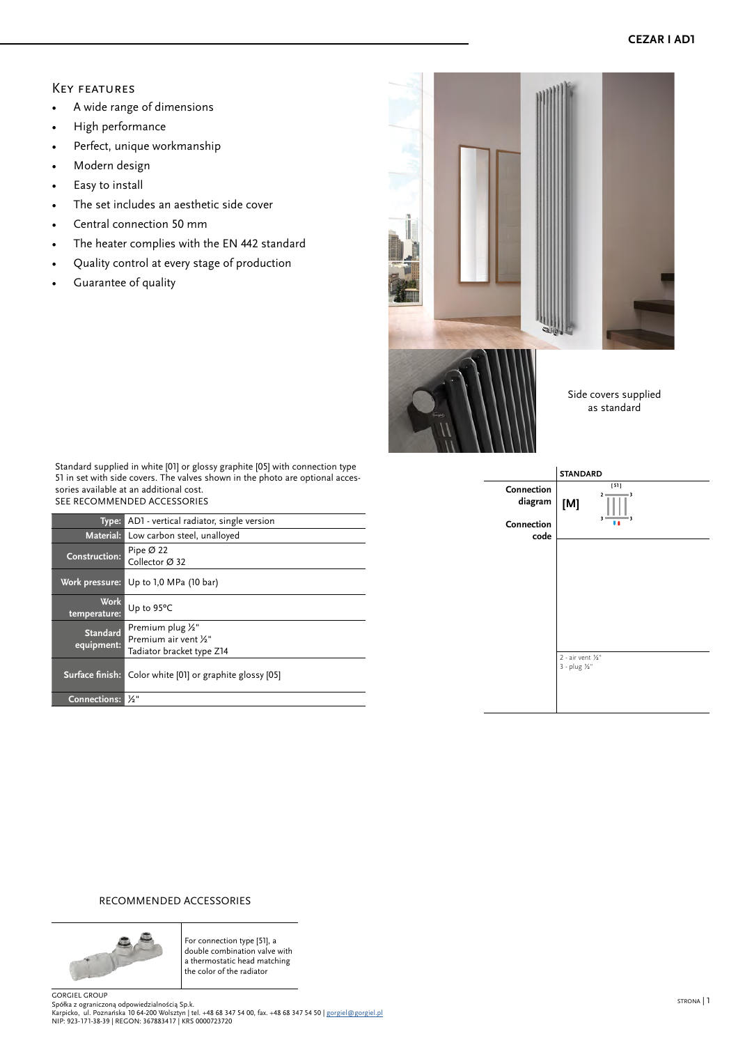# CEZAR I AD1

## Key features

- A wide range of dimensions
- High performance
- Perfect, unique workmanship
- Modern design
- Easy to install
- The set includes an aesthetic side cover
- Central connection 50 mm
- The heater complies with the EN 442 standard
- Quality control at every stage of production
- Guarantee of quality

Side covers supplied as standard

Standard supplied in white [01] or glossy graphite [05] with connection type 51 in set with side covers. The valves shown in the photo are optional accessories available at an additional cost.
SEE RECOMMENDED ACCESSORIES

| | |
|---|---|
| **Type:** | AD1 - vertical radiator, single version |
| **Material:** | Low carbon steel, unalloyed |
| **Construction:** | Pipe Ø 22<br>Collector Ø 32 |
| **Work pressure:** | Up to 1,0 MPa (10 bar) |
| **Work temperature:** | Up to 95°C |
| **Standard equipment:** | Premium plug ½"<br>Premium air vent ½"<br>Tadiator bracket type Z14 |
| **Surface finish:** | Color white [01] or graphite glossy [05] |
| **Connections:** | ½" |

| | STANDARD |
|---|---|
| **Connection diagram** | [51] |
| **Connection code** | [M] |
| | 2 - air vent ½"<br>3 - plug ½" |

## RECOMMENDED ACCESSORIES

For connection type [51], a double combination valve with a thermostatic head matching the color of the radiator

GORGIEL GROUP
Spółka z ograniczoną odpowiedzialnością Sp.k.
Karpicko, ul. Poznańska 10 64-200 Wolsztyn | tel. +48 68 347 54 00, fax. +48 68 347 54 50 | gorgiel@gorgiel.pl
NIP: 923-171-38-39 | REGON: 367883417 | KRS 0000723720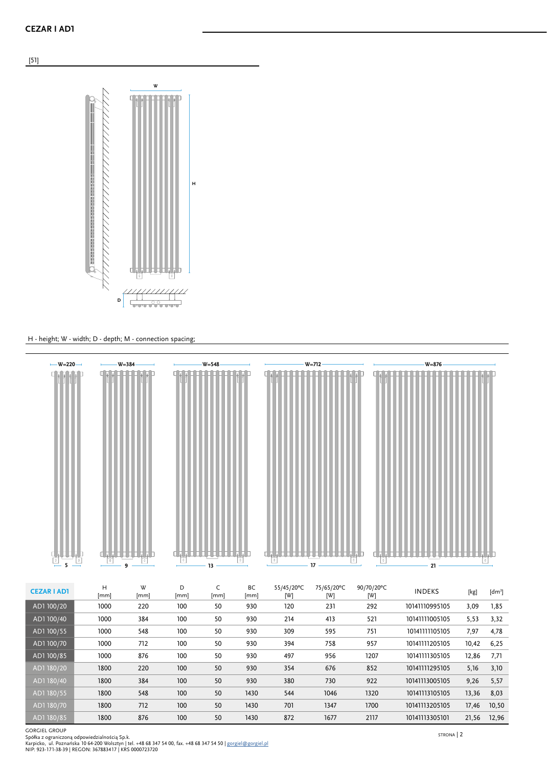## CEZAR I AD1

[51]

H - height; W - width; D - depth; M - connection spacing;

W=220 — 5

W=384 — 9

W=548 — 13

W=712 — 17

W=876 — 21

| CEZAR I AD1 | H [mm] | W [mm] | D [mm] | C [mm] | BC [mm] | 55/45/20°C [W] | 75/65/20°C [W] | 90/70/20°C [W] | INDEKS | [kg] | [dm³] |
|---|---|---|---|---|---|---|---|---|---|---|---|
| AD1 100/20 | 1000 | 220 | 100 | 50 | 930 | 120 | 231 | 292 | 10141110995105 | 3,09 | 1,85 |
| AD1 100/40 | 1000 | 384 | 100 | 50 | 930 | 214 | 413 | 521 | 10141111005105 | 5,53 | 3,32 |
| AD1 100/55 | 1000 | 548 | 100 | 50 | 930 | 309 | 595 | 751 | 10141111105105 | 7,97 | 4,78 |
| AD1 100/70 | 1000 | 712 | 100 | 50 | 930 | 394 | 758 | 957 | 10141111205105 | 10,42 | 6,25 |
| AD1 100/85 | 1000 | 876 | 100 | 50 | 930 | 497 | 956 | 1207 | 10141111305105 | 12,86 | 7,71 |
| AD1 180/20 | 1800 | 220 | 100 | 50 | 930 | 354 | 676 | 852 | 10141111295105 | 5,16 | 3,10 |
| AD1 180/40 | 1800 | 384 | 100 | 50 | 930 | 380 | 730 | 922 | 10141113005105 | 9,26 | 5,57 |
| AD1 180/55 | 1800 | 548 | 100 | 50 | 1430 | 544 | 1046 | 1320 | 10141113105105 | 13,36 | 8,03 |
| AD1 180/70 | 1800 | 712 | 100 | 50 | 1430 | 701 | 1347 | 1700 | 10141113205105 | 17,46 | 10,50 |
| AD1 180/85 | 1800 | 876 | 100 | 50 | 1430 | 872 | 1677 | 2117 | 10141113305101 | 21,56 | 12,96 |

GORGIEL GROUP
Spółka z ograniczoną odpowiedzialnością Sp.k.
Karpicko, ul. Poznańska 10 64-200 Wolsztyn | tel. +48 68 347 54 00, fax. +48 68 347 54 50 | gorgiel@gorgiel.pl
NIP: 923-171-38-39 | REGON: 367883417 | KRS 0000723720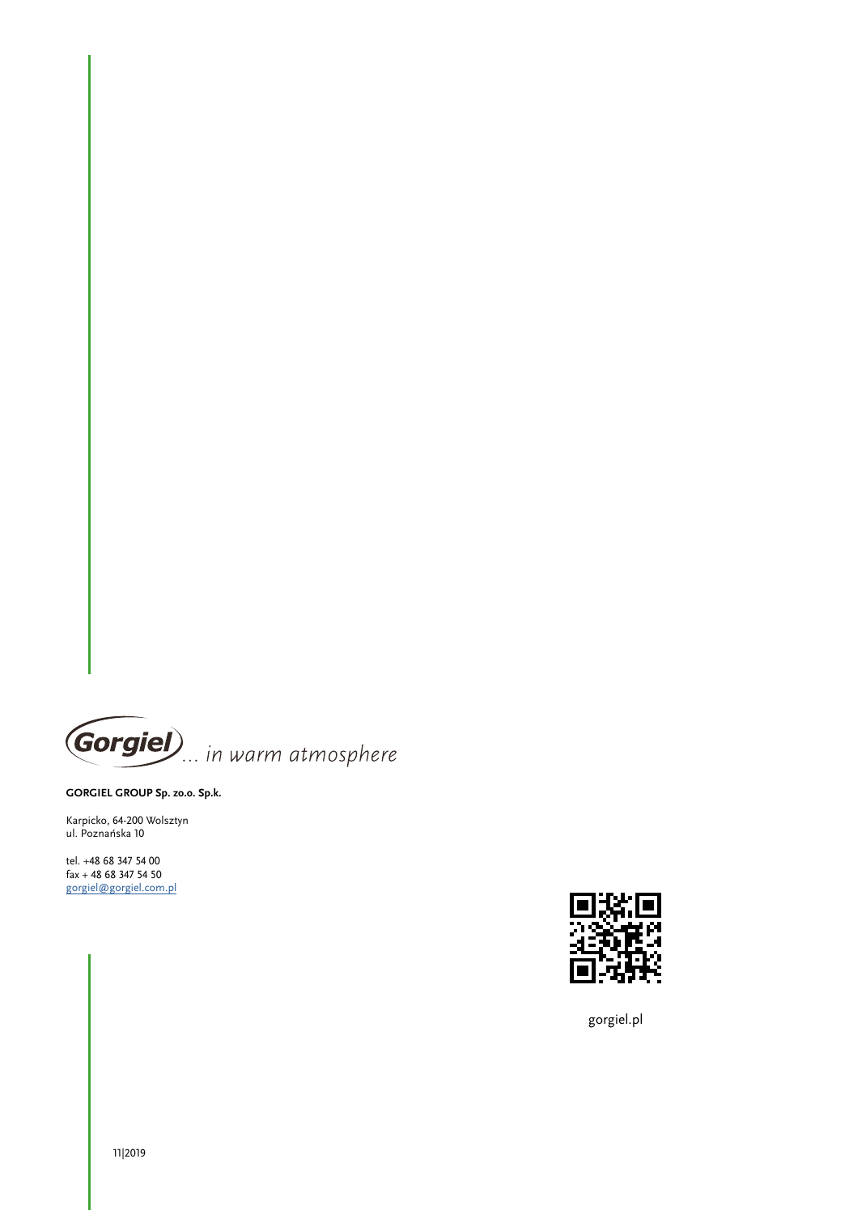Gorgiel ... in warm atmosphere

**GORGIEL GROUP Sp. zo.o. Sp.k.**

Karpicko, 64-200 Wolsztyn
ul. Poznańska 10

tel. +48 68 347 54 00
fax + 48 68 347 54 50
gorgiel@gorgiel.com.pl

gorgiel.pl

11|2019